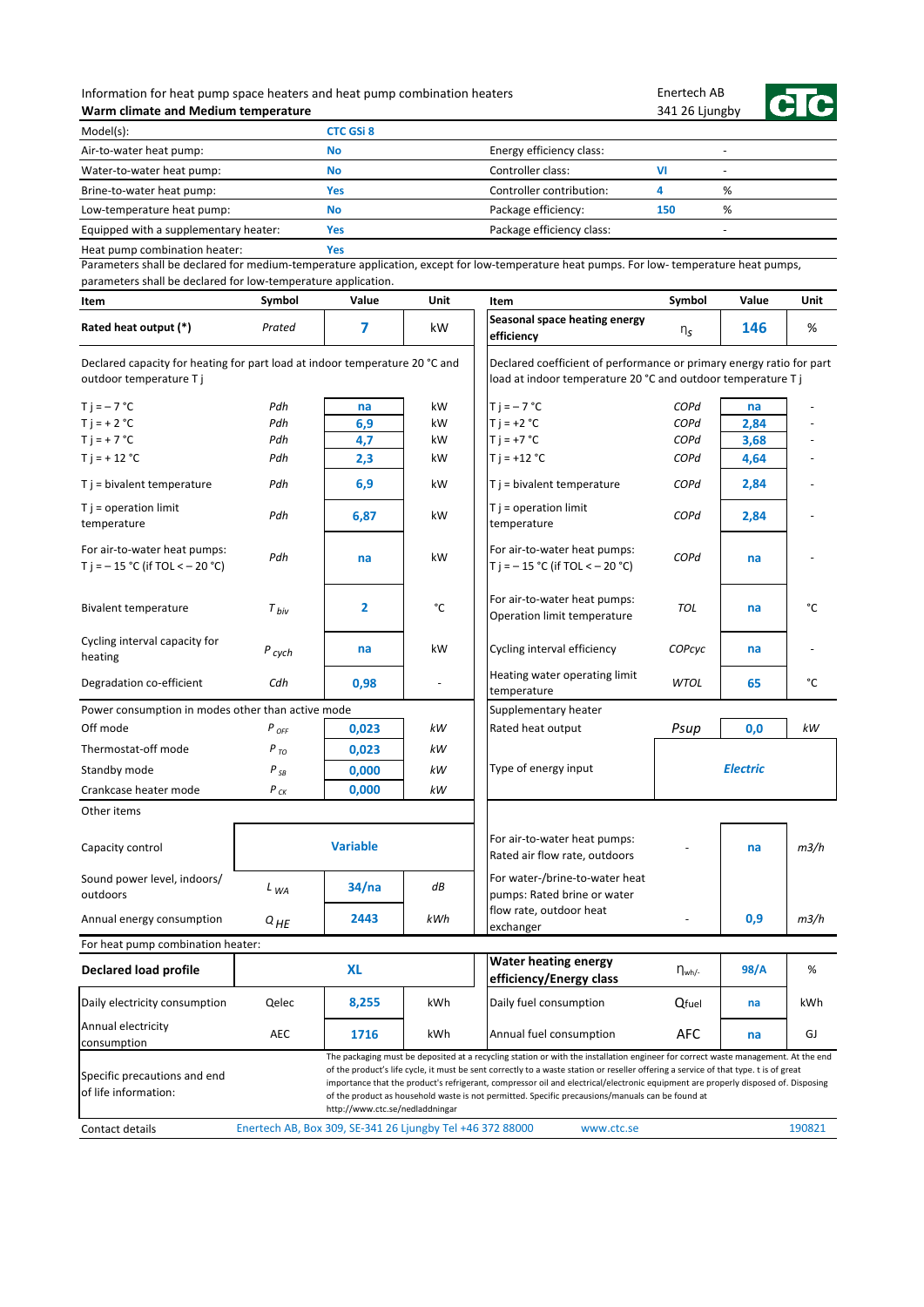Information for heat pump space heaters and heat pump combination heaters
**Warm climate and Medium temperature**

Enertech AB
341 26 Ljungby

| | | | | |
|---|---|---|---|---|
| Model(s): | **CTC GSi 8** | | | |
| Air-to-water heat pump: | **No** | Energy efficiency class: | | - |
| Water-to-water heat pump: | **No** | Controller class: | **VI** | - |
| Brine-to-water heat pump: | **Yes** | Controller contribution: | **4** | % |
| Low-temperature heat pump: | **No** | Package efficiency: | **150** | % |
| Equipped with a supplementary heater: | **Yes** | Package efficiency class: | | - |
| Heat pump combination heater: | **Yes** | | | |

Parameters shall be declared for medium-temperature application, except for low-temperature heat pumps. For low- temperature heat pumps, parameters shall be declared for low-temperature application.

| Item | Symbol | Value | Unit | Item | Symbol | Value | Unit |
|---|---|---|---|---|---|---|---|
| **Rated heat output (\*)** | *Prated* | **7** | kW | **Seasonal space heating energy efficiency** | $\eta_s$ | **146** | % |
| Declared capacity for heating for part load at indoor temperature 20 °C and outdoor temperature T j | | | | Declared coefficient of performance or primary energy ratio for part load at indoor temperature 20 °C and outdoor temperature T j | | | |
| T j = – 7 °C | *Pdh* | **na** | kW | T j = – 7 °C | *COPd* | **na** | - |
| T j = + 2 °C | *Pdh* | **6,9** | kW | T j = +2 °C | *COPd* | **2,84** | - |
| T j = + 7 °C | *Pdh* | **4,7** | kW | T j = +7 °C | *COPd* | **3,68** | - |
| T j = + 12 °C | *Pdh* | **2,3** | kW | T j = +12 °C | *COPd* | **4,64** | - |
| T j = bivalent temperature | *Pdh* | **6,9** | kW | T j = bivalent temperature | *COPd* | **2,84** | - |
| T j = operation limit temperature | *Pdh* | **6,87** | kW | T j = operation limit temperature | *COPd* | **2,84** | - |
| For air-to-water heat pumps: T j = – 15 °C (if TOL < – 20 °C) | *Pdh* | **na** | kW | For air-to-water heat pumps: T j = – 15 °C (if TOL < – 20 °C) | *COPd* | **na** | - |
| Bivalent temperature | $T_{biv}$ | **2** | °C | For air-to-water heat pumps: Operation limit temperature | *TOL* | **na** | °C |
| Cycling interval capacity for heating | $P_{cych}$ | **na** | kW | Cycling interval efficiency | *COPcyc* | **na** | - |
| Degradation co-efficient | *Cdh* | **0,98** | - | Heating water operating limit temperature | *WTOL* | **65** | °C |
| Power consumption in modes other than active mode | | | | Supplementary heater | | | |
| Off mode | $P_{OFF}$ | **0,023** | *kW* | Rated heat output | *Psup* | **0,0** | *kW* |
| Thermostat-off mode | $P_{TO}$ | **0,023** | *kW* | | | | |
| Standby mode | $P_{SB}$ | **0,000** | *kW* | Type of energy input | | ***Electric*** | |
| Crankcase heater mode | $P_{CK}$ | **0,000** | *kW* | | | | |
| Other items | | | | | | | |
| Capacity control | | **Variable** | | For air-to-water heat pumps: Rated air flow rate, outdoors | - | **na** | *m3/h* |
| Sound power level, indoors/ outdoors | $L_{WA}$ | **34/na** | *dB* | For water-/brine-to-water heat pumps: Rated brine or water flow rate, outdoor heat exchanger | - | **0,9** | *m3/h* |
| Annual energy consumption | $Q_{HE}$ | **2443** | *kWh* | | | | |
| For heat pump combination heater: | | | | | | | |
| **Declared load profile** | | **XL** | | **Water heating energy efficiency/Energy class** | $\eta_{wh/-}$ | **98/A** | % |
| Daily electricity consumption | Qelec | **8,255** | kWh | Daily fuel consumption | Qfuel | **na** | kWh |
| Annual electricity consumption | AEC | **1716** | kWh | Annual fuel consumption | AFC | **na** | GJ |

Specific precautions and end of life information: The packaging must be deposited at a recycling station or with the installation engineer for correct waste management. At the end of the product's life cycle, it must be sent correctly to a waste station or reseller offering a service of that type. t is of great importance that the product's refrigerant, compressor oil and electrical/electronic equipment are properly disposed of. Disposing of the product as household waste is not permitted. Specific precautions/manuals can be found at http://www.ctc.se/nedladdningar

Contact details: Enertech AB, Box 309, SE-341 26 Ljungby Tel +46 372 88000 www.ctc.se 190821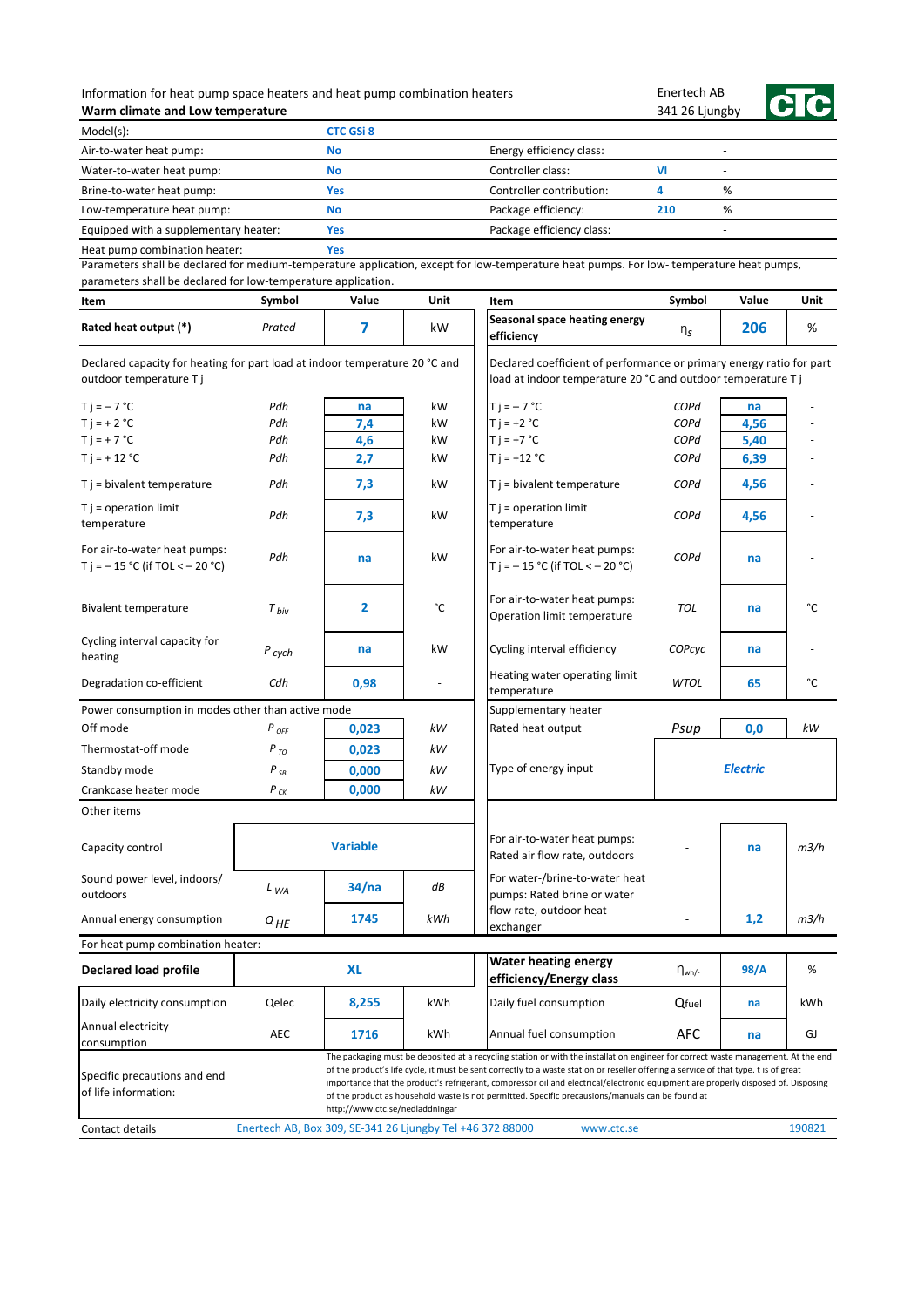Information for heat pump space heaters and heat pump combination heaters

**Warm climate and Low temperature**

Enertech AB
341 26 Ljungby

| Model(s): | CTC GSi 8 | | | |
|---|---|---|---|---|
| Air-to-water heat pump: | No | Energy efficiency class: | | - |
| Water-to-water heat pump: | No | Controller class: | VI | - |
| Brine-to-water heat pump: | Yes | Controller contribution: | 4 | % |
| Low-temperature heat pump: | No | Package efficiency: | 210 | % |
| Equipped with a supplementary heater: | Yes | Package efficiency class: | | - |
| Heat pump combination heater: | Yes | | | |

Parameters shall be declared for medium-temperature application, except for low-temperature heat pumps. For low- temperature heat pumps, parameters shall be declared for low-temperature application.

| Item | Symbol | Value | Unit | Item | Symbol | Value | Unit |
|---|---|---|---|---|---|---|---|
| **Rated heat output (*)** | *Prated* | 7 | kW | **Seasonal space heating energy efficiency** | $\eta_s$ | 206 | % |
| Declared capacity for heating for part load at indoor temperature 20 °C and outdoor temperature T j | | | | Declared coefficient of performance or primary energy ratio for part load at indoor temperature 20 °C and outdoor temperature T j | | | |
| T j = – 7 °C | *Pdh* | na | kW | T j = – 7 °C | *COPd* | na | - |
| T j = + 2 °C | *Pdh* | 7,4 | kW | T j = +2 °C | *COPd* | 4,56 | - |
| T j = + 7 °C | *Pdh* | 4,6 | kW | T j = +7 °C | *COPd* | 5,40 | - |
| T j = + 12 °C | *Pdh* | 2,7 | kW | T j = +12 °C | *COPd* | 6,39 | - |
| T j = bivalent temperature | *Pdh* | 7,3 | kW | T j = bivalent temperature | *COPd* | 4,56 | - |
| T j = operation limit temperature | *Pdh* | 7,3 | kW | T j = operation limit temperature | *COPd* | 4,56 | - |
| For air-to-water heat pumps: T j = – 15 °C (if TOL < – 20 °C) | *Pdh* | na | kW | For air-to-water heat pumps: T j = – 15 °C (if TOL < – 20 °C) | *COPd* | na | - |
| Bivalent temperature | $T_{biv}$ | 2 | °C | For air-to-water heat pumps: Operation limit temperature | *TOL* | na | °C |
| Cycling interval capacity for heating | $P_{cych}$ | na | kW | Cycling interval efficiency | *COPcyc* | na | - |
| Degradation co-efficient | *Cdh* | 0,98 | - | Heating water operating limit temperature | *WTOL* | 65 | °C |
| Power consumption in modes other than active mode | | | | Supplementary heater | | | |
| Off mode | $P_{OFF}$ | 0,023 | *kW* | Rated heat output | *Psup* | 0,0 | *kW* |
| Thermostat-off mode | $P_{TO}$ | 0,023 | *kW* | | | | |
| Standby mode | $P_{SB}$ | 0,000 | *kW* | Type of energy input | | *Electric* | |
| Crankcase heater mode | $P_{CK}$ | 0,000 | *kW* | | | | |
| Other items | | | | | | | |
| Capacity control | | Variable | | For air-to-water heat pumps: Rated air flow rate, outdoors | - | na | *m3/h* |
| Sound power level, indoors/ outdoors | $L_{WA}$ | 34/na | *dB* | For water-/brine-to-water heat pumps: Rated brine or water flow rate, outdoor heat exchanger | - | 1,2 | *m3/h* |
| Annual energy consumption | $Q_{HE}$ | 1745 | *kWh* | | | | |
| For heat pump combination heater: | | | | | | | |
| **Declared load profile** | | XL | | **Water heating energy efficiency/Energy class** | $\eta_{wh/-}$ | 98/A | % |
| Daily electricity consumption | Qelec | 8,255 | kWh | Daily fuel consumption | $Q_{fuel}$ | na | kWh |
| Annual electricity consumption | AEC | 1716 | kWh | Annual fuel consumption | AFC | na | GJ |

Specific precautions and end of life information: The packaging must be deposited at a recycling station or with the installation engineer for correct waste management. At the end of the product's life cycle, it must be sent correctly to a waste station or reseller offering a service of that type. t is of great importance that the product's refrigerant, compressor oil and electrical/electronic equipment are properly disposed of. Disposing of the product as household waste is not permitted. Specific precautions/manuals can be found at http://www.ctc.se/nedladdningar

Contact details: Enertech AB, Box 309, SE-341 26 Ljungby Tel +46 372 88000 www.ctc.se 190821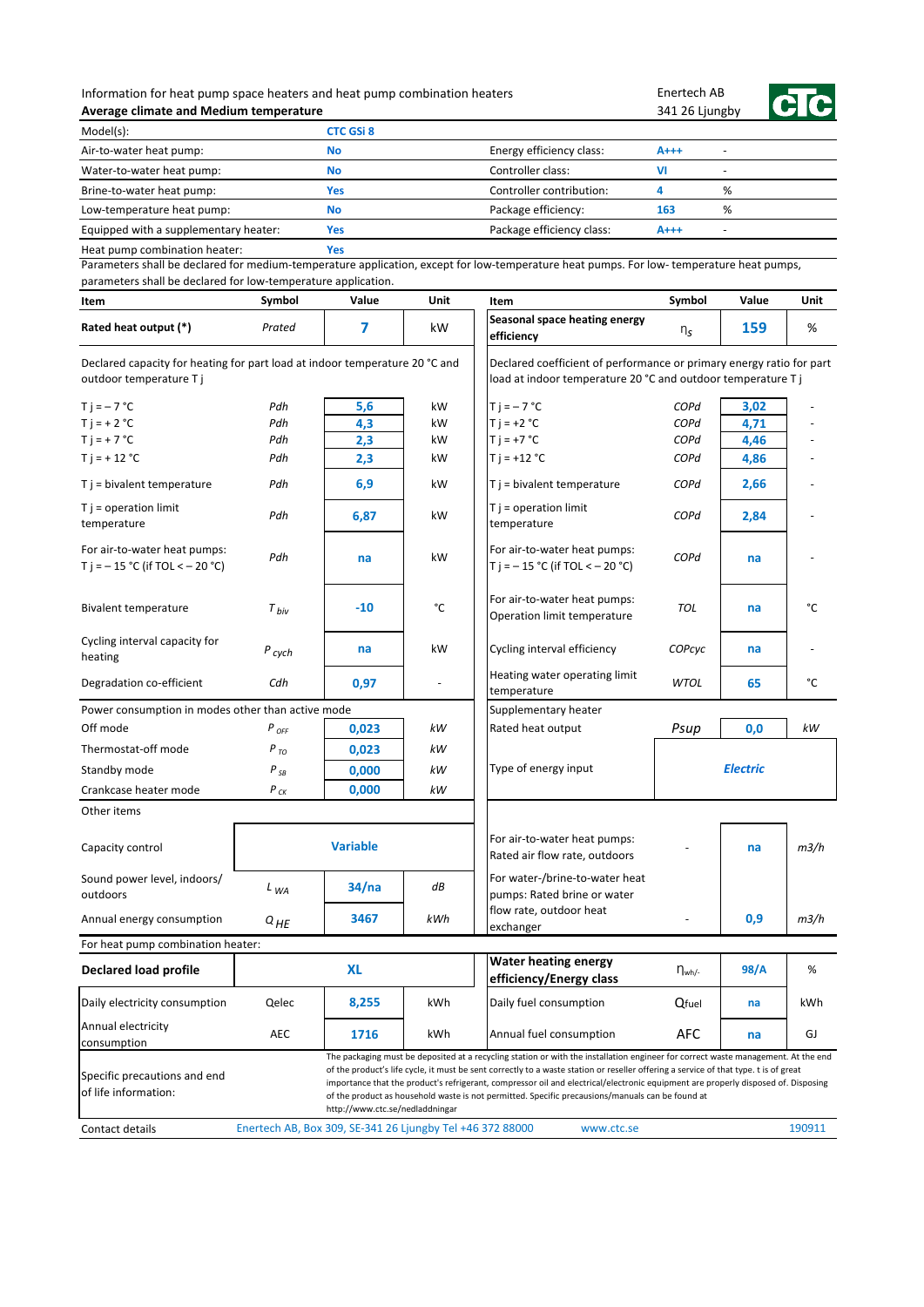Information for heat pump space heaters and heat pump combination heaters
**Average climate and Medium temperature**

Enertech AB
341 26 Ljungby

| Model(s): | CTC GSi 8 | | | |
|---|---|---|---|---|
| Air-to-water heat pump: | No | Energy efficiency class: | A+++ | - |
| Water-to-water heat pump: | No | Controller class: | VI | - |
| Brine-to-water heat pump: | Yes | Controller contribution: | 4 | % |
| Low-temperature heat pump: | No | Package efficiency: | 163 | % |
| Equipped with a supplementary heater: | Yes | Package efficiency class: | A+++ | - |
| Heat pump combination heater: | Yes | | | |

Parameters shall be declared for medium-temperature application, except for low-temperature heat pumps. For low- temperature heat pumps, parameters shall be declared for low-temperature application.

| Item | Symbol | Value | Unit | Item | Symbol | Value | Unit |
|---|---|---|---|---|---|---|---|
| **Rated heat output (*)** | *Prated* | 7 | kW | **Seasonal space heating energy efficiency** | $\eta_s$ | 159 | % |
| Declared capacity for heating for part load at indoor temperature 20 °C and outdoor temperature T j | | | | Declared coefficient of performance or primary energy ratio for part load at indoor temperature 20 °C and outdoor temperature T j | | | |
| T j = – 7 °C | *Pdh* | 5,6 | kW | T j = – 7 °C | *COPd* | 3,02 | - |
| T j = + 2 °C | *Pdh* | 4,3 | kW | T j = +2 °C | *COPd* | 4,71 | - |
| T j = + 7 °C | *Pdh* | 2,3 | kW | T j = +7 °C | *COPd* | 4,46 | - |
| T j = + 12 °C | *Pdh* | 2,3 | kW | T j = +12 °C | *COPd* | 4,86 | - |
| T j = bivalent temperature | *Pdh* | 6,9 | kW | T j = bivalent temperature | *COPd* | 2,66 | - |
| T j = operation limit temperature | *Pdh* | 6,87 | kW | T j = operation limit temperature | *COPd* | 2,84 | - |
| For air-to-water heat pumps: T j = – 15 °C (if TOL < – 20 °C) | *Pdh* | na | kW | For air-to-water heat pumps: T j = – 15 °C (if TOL < – 20 °C) | *COPd* | na | - |
| Bivalent temperature | $T_{biv}$ | -10 | °C | For air-to-water heat pumps: Operation limit temperature | *TOL* | na | °C |
| Cycling interval capacity for heating | $P_{cych}$ | na | kW | Cycling interval efficiency | *COPcyc* | na | - |
| Degradation co-efficient | *Cdh* | 0,97 | - | Heating water operating limit temperature | *WTOL* | 65 | °C |
| Power consumption in modes other than active mode | | | | Supplementary heater | | | |
| Off mode | $P_{OFF}$ | 0,023 | *kW* | Rated heat output | *Psup* | 0,0 | *kW* |
| Thermostat-off mode | $P_{TO}$ | 0,023 | *kW* | Type of energy input | | *Electric* | |
| Standby mode | $P_{SB}$ | 0,000 | *kW* | | | | |
| Crankcase heater mode | $P_{CK}$ | 0,000 | *kW* | | | | |
| Other items | | | | | | | |
| Capacity control | | Variable | | For air-to-water heat pumps: Rated air flow rate, outdoors | - | na | *m3/h* |
| Sound power level, indoors/ outdoors | $L_{WA}$ | 34/na | *dB* | For water-/brine-to-water heat pumps: Rated brine or water flow rate, outdoor heat exchanger | - | 0,9 | *m3/h* |
| Annual energy consumption | $Q_{HE}$ | 3467 | *kWh* | | | | |
| For heat pump combination heater: | | | | | | | |
| **Declared load profile** | | XL | | **Water heating energy efficiency/Energy class** | $\eta_{wh/-}$ | 98/A | % |
| Daily electricity consumption | Qelec | 8,255 | kWh | Daily fuel consumption | Qfuel | na | kWh |
| Annual electricity consumption | AEC | 1716 | kWh | Annual fuel consumption | AFC | na | GJ |
| Specific precautions and end of life information: | The packaging must be deposited at a recycling station or with the installation engineer for correct waste management. At the end of the product's life cycle, it must be sent correctly to a waste station or reseller offering a service of that type. t is of great importance that the product's refrigerant, compressor oil and electrical/electronic equipment are properly disposed of. Disposing of the product as household waste is not permitted. Specific precausions/manuals can be found at http://www.ctc.se/nedladdningar | | | | | | |
| Contact details | Enertech AB, Box 309, SE-341 26 Ljungby Tel +46 372 88000 | | | www.ctc.se | | | 190911 |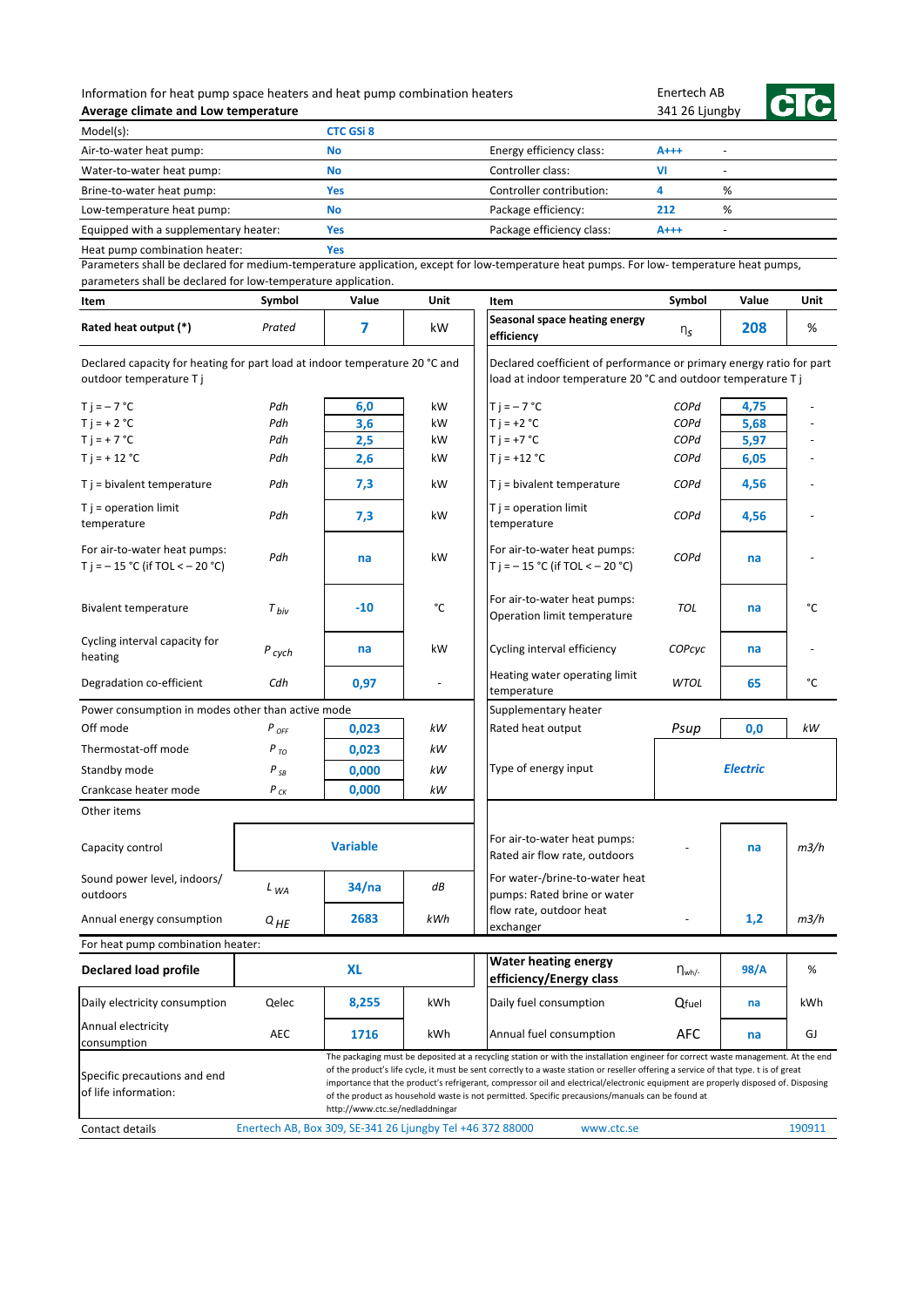Information for heat pump space heaters and heat pump combination heaters

**Average climate and Low temperature**

Enertech AB
341 26 Ljungby

| Model(s): | CTC GSi 8 | | | |
|---|---|---|---|---|
| Air-to-water heat pump: | No | Energy efficiency class: | A+++ | - |
| Water-to-water heat pump: | No | Controller class: | VI | - |
| Brine-to-water heat pump: | Yes | Controller contribution: | 4 | % |
| Low-temperature heat pump: | No | Package efficiency: | 212 | % |
| Equipped with a supplementary heater: | Yes | Package efficiency class: | A+++ | - |
| Heat pump combination heater: | Yes | | | |

Parameters shall be declared for medium-temperature application, except for low-temperature heat pumps. For low- temperature heat pumps, parameters shall be declared for low-temperature application.

| Item | Symbol | Value | Unit | Item | Symbol | Value | Unit |
|---|---|---|---|---|---|---|---|
| **Rated heat output (*)** | *Prated* | 7 | kW | **Seasonal space heating energy efficiency** | $\eta_s$ | 208 | % |
| Declared capacity for heating for part load at indoor temperature 20 °C and outdoor temperature T j | | | | Declared coefficient of performance or primary energy ratio for part load at indoor temperature 20 °C and outdoor temperature T j | | | |
| T j = – 7 °C | *Pdh* | 6,0 | kW | T j = – 7 °C | *COPd* | 4,75 | - |
| T j = + 2 °C | *Pdh* | 3,6 | kW | T j = +2 °C | *COPd* | 5,68 | - |
| T j = + 7 °C | *Pdh* | 2,5 | kW | T j = +7 °C | *COPd* | 5,97 | - |
| T j = + 12 °C | *Pdh* | 2,6 | kW | T j = +12 °C | *COPd* | 6,05 | - |
| T j = bivalent temperature | *Pdh* | 7,3 | kW | T j = bivalent temperature | *COPd* | 4,56 | - |
| T j = operation limit temperature | *Pdh* | 7,3 | kW | T j = operation limit temperature | *COPd* | 4,56 | - |
| For air-to-water heat pumps: T j = – 15 °C (if TOL < – 20 °C) | *Pdh* | na | kW | For air-to-water heat pumps: T j = – 15 °C (if TOL < – 20 °C) | *COPd* | na | - |
| Bivalent temperature | $T_{biv}$ | -10 | °C | For air-to-water heat pumps: Operation limit temperature | *TOL* | na | °C |
| Cycling interval capacity for heating | $P_{cych}$ | na | kW | Cycling interval efficiency | *COPcyc* | na | - |
| Degradation co-efficient | *Cdh* | 0,97 | - | Heating water operating limit temperature | *WTOL* | 65 | °C |
| Power consumption in modes other than active mode | | | | Supplementary heater | | | |
| Off mode | $P_{OFF}$ | 0,023 | *kW* | Rated heat output | *Psup* | 0,0 | *kW* |
| Thermostat-off mode | $P_{TO}$ | 0,023 | *kW* | Type of energy input | | *Electric* | |
| Standby mode | $P_{SB}$ | 0,000 | *kW* | | | | |
| Crankcase heater mode | $P_{CK}$ | 0,000 | *kW* | | | | |
| Other items | | | | | | | |
| Capacity control | | Variable | | For air-to-water heat pumps: Rated air flow rate, outdoors | - | na | *m3/h* |
| Sound power level, indoors/ outdoors | $L_{WA}$ | 34/na | *dB* | For water-/brine-to-water heat pumps: Rated brine or water flow rate, outdoor heat exchanger | - | 1,2 | *m3/h* |
| Annual energy consumption | $Q_{HE}$ | 2683 | *kWh* | | | | |
| For heat pump combination heater: | | | | | | | |
| **Declared load profile** | | XL | | **Water heating energy efficiency/Energy class** | $\eta_{wh/-}$ | 98/A | % |
| Daily electricity consumption | Qelec | 8,255 | kWh | Daily fuel consumption | Qfuel | na | kWh |
| Annual electricity consumption | AEC | 1716 | kWh | Annual fuel consumption | AFC | na | GJ |

Specific precautions and end of life information: The packaging must be deposited at a recycling station or with the installation engineer for correct waste management. At the end of the product's life cycle, it must be sent correctly to a waste station or reseller offering a service of that type. t is of great importance that the product's refrigerant, compressor oil and electrical/electronic equipment are properly disposed of. Disposing of the product as household waste is not permitted. Specific precautions/manuals can be found at http://www.ctc.se/nedladdningar

Contact details: Enertech AB, Box 309, SE-341 26 Ljungby Tel +46 372 88000 www.ctc.se 190911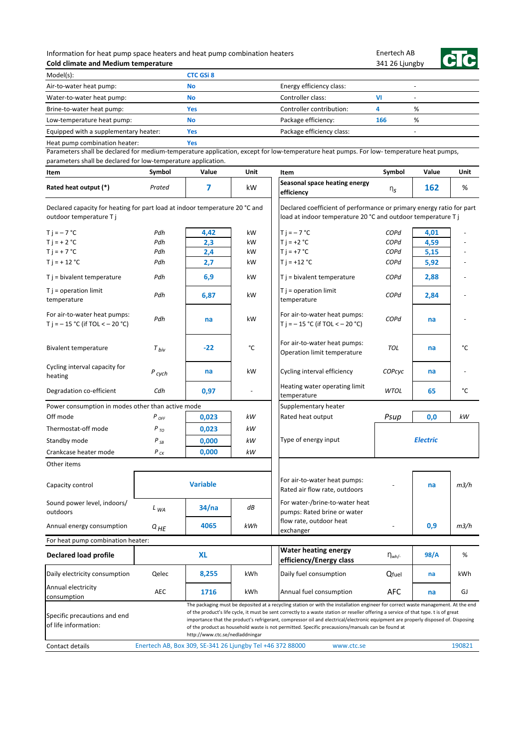Information for heat pump space heaters and heat pump combination heaters
**Cold climate and Medium temperature**

Enertech AB
341 26 Ljungby

| Model(s): | CTC GSi 8 | | | |
|---|---|---|---|---|
| Air-to-water heat pump: | No | Energy efficiency class: | | - |
| Water-to-water heat pump: | No | Controller class: | VI | - |
| Brine-to-water heat pump: | Yes | Controller contribution: | 4 | % |
| Low-temperature heat pump: | No | Package efficiency: | 166 | % |
| Equipped with a supplementary heater: | Yes | Package efficiency class: | | - |
| Heat pump combination heater: | Yes | | | |

Parameters shall be declared for medium-temperature application, except for low-temperature heat pumps. For low- temperature heat pumps, parameters shall be declared for low-temperature application.

| Item | Symbol | Value | Unit | Item | Symbol | Value | Unit |
|---|---|---|---|---|---|---|---|
| **Rated heat output (*)** | *Prated* | 7 | kW | **Seasonal space heating energy efficiency** | $\eta_s$ | 162 | % |
| Declared capacity for heating for part load at indoor temperature 20 °C and outdoor temperature T j | | | | Declared coefficient of performance or primary energy ratio for part load at indoor temperature 20 °C and outdoor temperature T j | | | |
| T j = – 7 °C | *Pdh* | 4,42 | kW | T j = – 7 °C | *COPd* | 4,01 | - |
| T j = + 2 °C | *Pdh* | 2,3 | kW | T j = +2 °C | *COPd* | 4,59 | - |
| T j = + 7 °C | *Pdh* | 2,4 | kW | T j = +7 °C | *COPd* | 5,15 | - |
| T j = + 12 °C | *Pdh* | 2,7 | kW | T j = +12 °C | *COPd* | 5,92 | - |
| T j = bivalent temperature | *Pdh* | 6,9 | kW | T j = bivalent temperature | *COPd* | 2,88 | - |
| T j = operation limit temperature | *Pdh* | 6,87 | kW | T j = operation limit temperature | *COPd* | 2,84 | - |
| For air-to-water heat pumps: T j = – 15 °C (if TOL < – 20 °C) | *Pdh* | na | kW | For air-to-water heat pumps: T j = – 15 °C (if TOL < – 20 °C) | *COPd* | na | - |
| Bivalent temperature | $T_{biv}$ | -22 | °C | For air-to-water heat pumps: Operation limit temperature | *TOL* | na | °C |
| Cycling interval capacity for heating | $P_{cych}$ | na | kW | Cycling interval efficiency | *COPcyc* | na | - |
| Degradation co-efficient | *Cdh* | 0,97 | - | Heating water operating limit temperature | *WTOL* | 65 | °C |
| Power consumption in modes other than active mode | | | | Supplementary heater | | | |
| Off mode | $P_{OFF}$ | 0,023 | *kW* | Rated heat output | *Psup* | 0,0 | *kW* |
| Thermostat-off mode | $P_{TO}$ | 0,023 | *kW* | | | | |
| Standby mode | $P_{SB}$ | 0,000 | *kW* | Type of energy input | | *Electric* | |
| Crankcase heater mode | $P_{CK}$ | 0,000 | *kW* | | | | |
| Other items | | | | | | | |
| Capacity control | | Variable | | For air-to-water heat pumps: Rated air flow rate, outdoors | - | na | *m3/h* |
| Sound power level, indoors/ outdoors | $L_{WA}$ | 34/na | *dB* | For water-/brine-to-water heat pumps: Rated brine or water flow rate, outdoor heat exchanger | - | 0,9 | *m3/h* |
| Annual energy consumption | $Q_{HE}$ | 4065 | *kWh* | | | | |
| For heat pump combination heater: | | | | | | | |
| **Declared load profile** | | XL | | **Water heating energy efficiency/Energy class** | $\eta_{wh/-}$ | 98/A | % |
| Daily electricity consumption | Qelec | 8,255 | kWh | Daily fuel consumption | Qfuel | na | kWh |
| Annual electricity consumption | AEC | 1716 | kWh | Annual fuel consumption | AFC | na | GJ |

Specific precautions and end of life information: The packaging must be deposited at a recycling station or with the installation engineer for correct waste management. At the end of the product's life cycle, it must be sent correctly to a waste station or reseller offering a service of that type. t is of great importance that the product's refrigerant, compressor oil and electrical/electronic equipment are properly disposed of. Disposing of the product as household waste is not permitted. Specific precautions/manuals can be found at http://www.ctc.se/nedladdningar

Contact details: Enertech AB, Box 309, SE-341 26 Ljungby Tel +46 372 88000 www.ctc.se 190821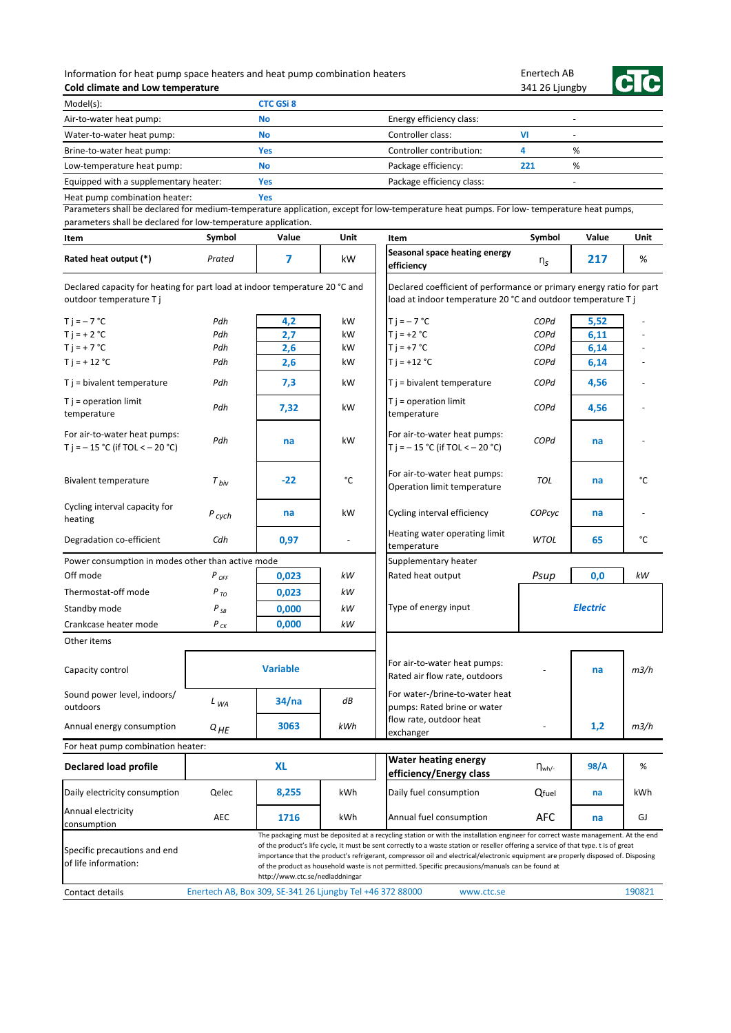Information for heat pump space heaters and heat pump combination heaters
**Cold climate and Low temperature**

Enertech AB
341 26 Ljungby

| | | | | |
|---|---|---|---|---|
| Model(s): | CTC GSi 8 | | | |
| Air-to-water heat pump: | No | Energy efficiency class: | | - |
| Water-to-water heat pump: | No | Controller class: | VI | - |
| Brine-to-water heat pump: | Yes | Controller contribution: | 4 | % |
| Low-temperature heat pump: | No | Package efficiency: | 221 | % |
| Equipped with a supplementary heater: | Yes | Package efficiency class: | | - |
| Heat pump combination heater: | Yes | | | |

Parameters shall be declared for medium-temperature application, except for low-temperature heat pumps. For low- temperature heat pumps, parameters shall be declared for low-temperature application.

| Item | Symbol | Value | Unit | Item | Symbol | Value | Unit |
|---|---|---|---|---|---|---|---|
| **Rated heat output (*)** | *Prated* | **7** | kW | **Seasonal space heating energy efficiency** | $\eta_s$ | **217** | % |
| Declared capacity for heating for part load at indoor temperature 20 °C and outdoor temperature T j | | | | Declared coefficient of performance or primary energy ratio for part load at indoor temperature 20 °C and outdoor temperature T j | | | |
| T j = − 7 °C | *Pdh* | 4,2 | kW | T j = − 7 °C | *COPd* | 5,52 | - |
| T j = + 2 °C | *Pdh* | 2,7 | kW | T j = +2 °C | *COPd* | 6,11 | - |
| T j = + 7 °C | *Pdh* | 2,6 | kW | T j = +7 °C | *COPd* | 6,14 | - |
| T j = + 12 °C | *Pdh* | 2,6 | kW | T j = +12 °C | *COPd* | 6,14 | - |
| T j = bivalent temperature | *Pdh* | 7,3 | kW | T j = bivalent temperature | *COPd* | 4,56 | - |
| T j = operation limit temperature | *Pdh* | 7,32 | kW | T j = operation limit temperature | *COPd* | 4,56 | - |
| For air-to-water heat pumps: T j = – 15 °C (if TOL < – 20 °C) | *Pdh* | na | kW | For air-to-water heat pumps: T j = – 15 °C (if TOL < – 20 °C) | *COPd* | na | - |
| Bivalent temperature | $T_{biv}$ | -22 | °C | For air-to-water heat pumps: Operation limit temperature | *TOL* | na | °C |
| Cycling interval capacity for heating | $P_{cych}$ | na | kW | Cycling interval efficiency | *COPcyc* | na | - |
| Degradation co-efficient | *Cdh* | 0,97 | - | Heating water operating limit temperature | *WTOL* | 65 | °C |
| Power consumption in modes other than active mode | | | | Supplementary heater | | | |
| Off mode | $P_{OFF}$ | 0,023 | *kW* | Rated heat output | *Psup* | 0,0 | *kW* |
| Thermostat-off mode | $P_{TO}$ | 0,023 | *kW* | Type of energy input | | *Electric* | |
| Standby mode | $P_{SB}$ | 0,000 | *kW* | | | | |
| Crankcase heater mode | $P_{CK}$ | 0,000 | *kW* | | | | |
| Other items | | | | | | | |
| Capacity control | | Variable | | For air-to-water heat pumps: Rated air flow rate, outdoors | - | na | *m3/h* |
| Sound power level, indoors/ outdoors | $L_{WA}$ | 34/na | *dB* | For water-/brine-to-water heat pumps: Rated brine or water flow rate, outdoor heat exchanger | - | 1,2 | *m3/h* |
| Annual energy consumption | $Q_{HE}$ | 3063 | *kWh* | | | | |
| For heat pump combination heater: | | | | | | | |
| **Declared load profile** | | XL | | **Water heating energy efficiency/Energy class** | $\eta_{wh}$ | 98/A | % |
| Daily electricity consumption | Qelec | 8,255 | kWh | Daily fuel consumption | Qfuel | na | kWh |
| Annual electricity consumption | AEC | 1716 | kWh | Annual fuel consumption | AFC | na | GJ |

Specific precautions and end of life information: The packaging must be deposited at a recycling station or with the installation engineer for correct waste management. At the end of the product's life cycle, it must be sent correctly to a waste station or reseller offering a service of that type. t is of great importance that the product's refrigerant, compressor oil and electrical/electronic equipment are properly disposed of. Disposing of the product as household waste is not permitted. Specific precautions/manuals can be found at http://www.ctc.se/nedladdningar

Contact details: Enertech AB, Box 309, SE-341 26 Ljungby Tel +46 372 88000 www.ctc.se 190821